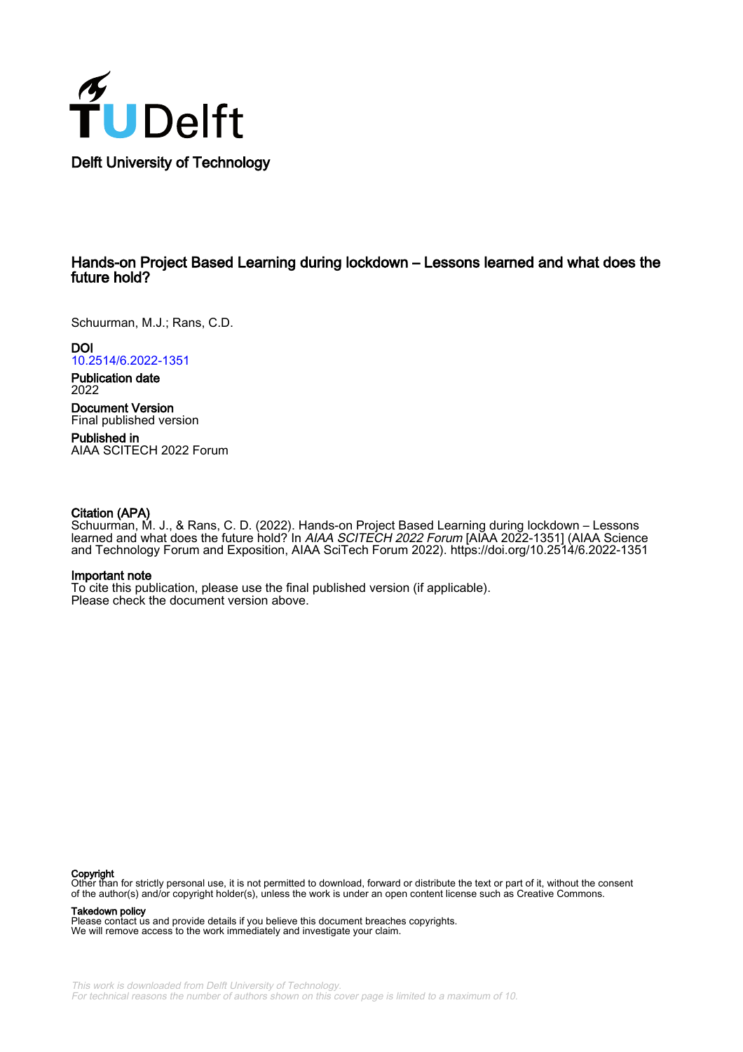Delft University of Technology

# Hands-on Project Based Learning during lockdown – Lessons learned and what does the future hold?

Schuurman, M.J.; Rans, C.D.

**DOI**
10.2514/6.2022-1351

**Publication date**
2022

**Document Version**
Final published version

**Published in**
AIAA SCITECH 2022 Forum

**Citation (APA)**
Schuurman, M. J., & Rans, C. D. (2022). Hands-on Project Based Learning during lockdown – Lessons learned and what does the future hold? In *AIAA SCITECH 2022 Forum* [AIAA 2022-1351] (AIAA Science and Technology Forum and Exposition, AIAA SciTech Forum 2022). https://doi.org/10.2514/6.2022-1351

**Important note**
To cite this publication, please use the final published version (if applicable).
Please check the document version above.

**Copyright**
Other than for strictly personal use, it is not permitted to download, forward or distribute the text or part of it, without the consent of the author(s) and/or copyright holder(s), unless the work is under an open content license such as Creative Commons.

**Takedown policy**
Please contact us and provide details if you believe this document breaches copyrights.
We will remove access to the work immediately and investigate your claim.

*This work is downloaded from Delft University of Technology.*
*For technical reasons the number of authors shown on this cover page is limited to a maximum of 10.*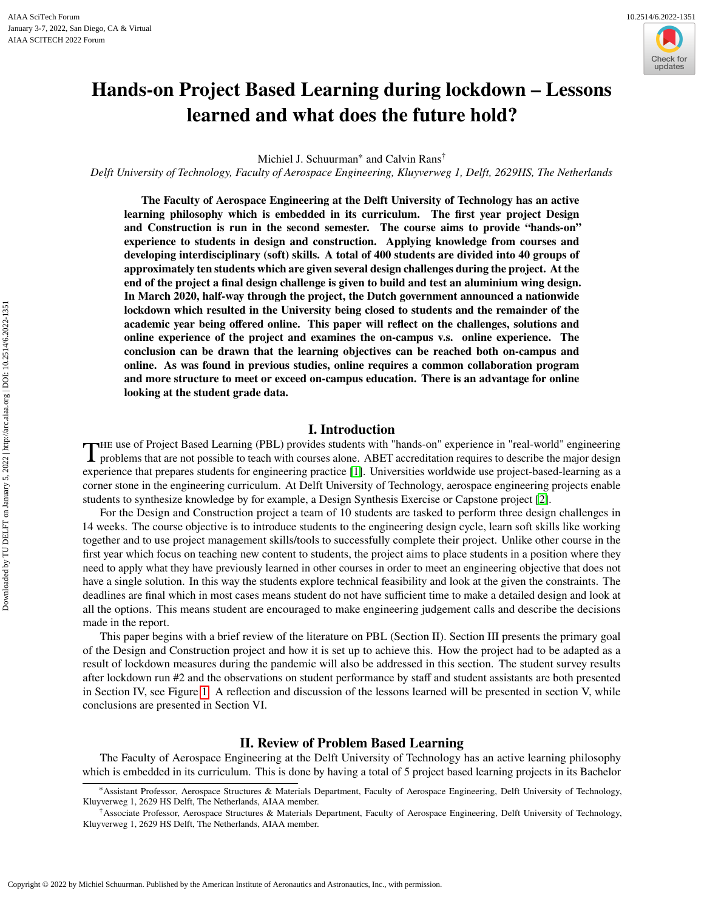# Hands-on Project Based Learning during lockdown – Lessons learned and what does the future hold?

Michiel J. Schuurman* and Calvin Rans†

*Delft University of Technology, Faculty of Aerospace Engineering, Kluyverweg 1, Delft, 2629HS, The Netherlands*

**The Faculty of Aerospace Engineering at the Delft University of Technology has an active learning philosophy which is embedded in its curriculum. The first year project Design and Construction is run in the second semester. The course aims to provide "hands-on" experience to students in design and construction. Applying knowledge from courses and developing interdisciplinary (soft) skills. A total of 400 students are divided into 40 groups of approximately ten students which are given several design challenges during the project. At the end of the project a final design challenge is given to build and test an aluminium wing design. In March 2020, half-way through the project, the Dutch government announced a nationwide lockdown which resulted in the University being closed to students and the remainder of the academic year being offered online. This paper will reflect on the challenges, solutions and online experience of the project and examines the on-campus v.s. online experience. The conclusion can be drawn that the learning objectives can be reached both on-campus and online. As was found in previous studies, online requires a common collaboration program and more structure to meet or exceed on-campus education. There is an advantage for online looking at the student grade data.**

## I. Introduction

The use of Project Based Learning (PBL) provides students with "hands-on" experience in "real-world" engineering problems that are not possible to teach with courses alone. ABET accreditation requires to describe the major design experience that prepares students for engineering practice [1]. Universities worldwide use project-based-learning as a corner stone in the engineering curriculum. At Delft University of Technology, aerospace engineering projects enable students to synthesize knowledge by for example, a Design Synthesis Exercise or Capstone project [2].

For the Design and Construction project a team of 10 students are tasked to perform three design challenges in 14 weeks. The course objective is to introduce students to the engineering design cycle, learn soft skills like working together and to use project management skills/tools to successfully complete their project. Unlike other course in the first year which focus on teaching new content to students, the project aims to place students in a position where they need to apply what they have previously learned in other courses in order to meet an engineering objective that does not have a single solution. In this way the students explore technical feasibility and look at the given the constraints. The deadlines are final which in most cases means student do not have sufficient time to make a detailed design and look at all the options. This means student are encouraged to make engineering judgement calls and describe the decisions made in the report.

This paper begins with a brief review of the literature on PBL (Section II). Section III presents the primary goal of the Design and Construction project and how it is set up to achieve this. How the project had to be adapted as a result of lockdown measures during the pandemic will also be addressed in this section. The student survey results after lockdown run #2 and the observations on student performance by staff and student assistants are both presented in Section IV, see Figure 1. A reflection and discussion of the lessons learned will be presented in section V, while conclusions are presented in Section VI.

## II. Review of Problem Based Learning

The Faculty of Aerospace Engineering at the Delft University of Technology has an active learning philosophy which is embedded in its curriculum. This is done by having a total of 5 project based learning projects in its Bachelor

*Assistant Professor, Aerospace Structures & Materials Department, Faculty of Aerospace Engineering, Delft University of Technology, Kluyverweg 1, 2629 HS Delft, The Netherlands, AIAA member.

†Associate Professor, Aerospace Structures & Materials Department, Faculty of Aerospace Engineering, Delft University of Technology, Kluyverweg 1, 2629 HS Delft, The Netherlands, AIAA member.

Copyright © 2022 by Michiel Schuurman. Published by the American Institute of Aeronautics and Astronautics, Inc., with permission.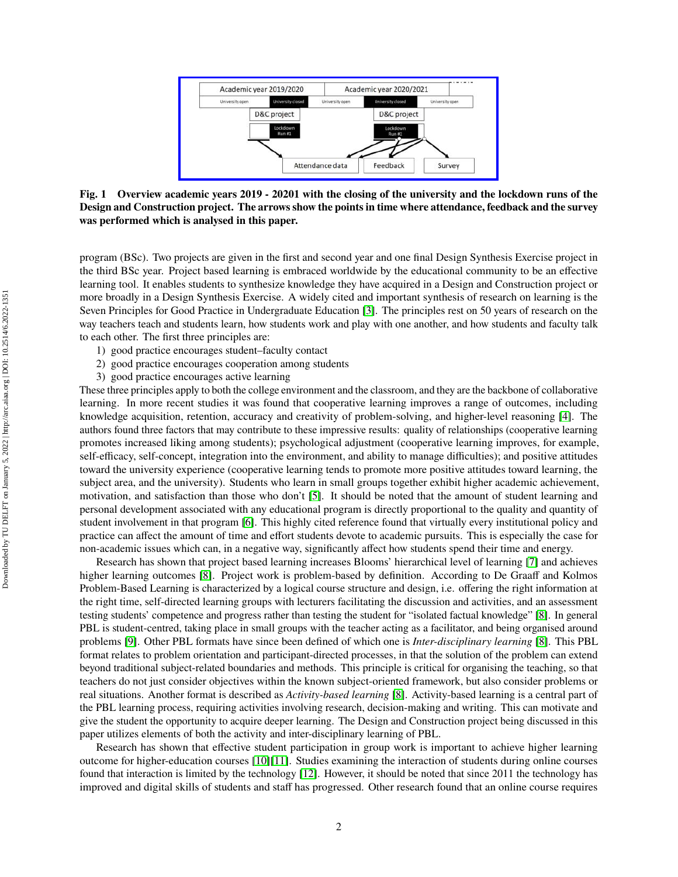Academic year 2019/2020
Academic year 2020/2021
University open
University closed
University open
University closed
University open
D&C project
D&C project
Lockdown Run #1
Lockdown Run #2
Attendance data
Feedback
Survey

**Fig. 1 Overview academic years 2019 - 20201 with the closing of the university and the lockdown runs of the Design and Construction project. The arrows show the points in time where attendance, feedback and the survey was performed which is analysed in this paper.**

program (BSc). Two projects are given in the first and second year and one final Design Synthesis Exercise project in the third BSc year. Project based learning is embraced worldwide by the educational community to be an effective learning tool. It enables students to synthesize knowledge they have acquired in a Design and Construction project or more broadly in a Design Synthesis Exercise. A widely cited and important synthesis of research on learning is the Seven Principles for Good Practice in Undergraduate Education [3]. The principles rest on 50 years of research on the way teachers teach and students learn, how students work and play with one another, and how students and faculty talk to each other. The first three principles are:

1) good practice encourages student–faculty contact
2) good practice encourages cooperation among students
3) good practice encourages active learning

These three principles apply to both the college environment and the classroom, and they are the backbone of collaborative learning. In more recent studies it was found that cooperative learning improves a range of outcomes, including knowledge acquisition, retention, accuracy and creativity of problem-solving, and higher-level reasoning [4]. The authors found three factors that may contribute to these impressive results: quality of relationships (cooperative learning promotes increased liking among students); psychological adjustment (cooperative learning improves, for example, self-efficacy, self-concept, integration into the environment, and ability to manage difficulties); and positive attitudes toward the university experience (cooperative learning tends to promote more positive attitudes toward learning, the subject area, and the university). Students who learn in small groups together exhibit higher academic achievement, motivation, and satisfaction than those who don't [5]. It should be noted that the amount of student learning and personal development associated with any educational program is directly proportional to the quality and quantity of student involvement in that program [6]. This highly cited reference found that virtually every institutional policy and practice can affect the amount of time and effort students devote to academic pursuits. This is especially the case for non-academic issues which can, in a negative way, significantly affect how students spend their time and energy.

Research has shown that project based learning increases Blooms' hierarchical level of learning [7] and achieves higher learning outcomes [8]. Project work is problem-based by definition. According to De Graaff and Kolmos Problem-Based Learning is characterized by a logical course structure and design, i.e. offering the right information at the right time, self-directed learning groups with lecturers facilitating the discussion and activities, and an assessment testing students' competence and progress rather than testing the student for "isolated factual knowledge" [8]. In general PBL is student-centred, taking place in small groups with the teacher acting as a facilitator, and being organised around problems [9]. Other PBL formats have since been defined of which one is *Inter-disciplinary learning* [8]. This PBL format relates to problem orientation and participant-directed processes, in that the solution of the problem can extend beyond traditional subject-related boundaries and methods. This principle is critical for organising the teaching, so that teachers do not just consider objectives within the known subject-oriented framework, but also consider problems or real situations. Another format is described as *Activity-based learning* [8]. Activity-based learning is a central part of the PBL learning process, requiring activities involving research, decision-making and writing. This can motivate and give the student the opportunity to acquire deeper learning. The Design and Construction project being discussed in this paper utilizes elements of both the activity and inter-disciplinary learning of PBL.

Research has shown that effective student participation in group work is important to achieve higher learning outcome for higher-education courses [10][11]. Studies examining the interaction of students during online courses found that interaction is limited by the technology [12]. However, it should be noted that since 2011 the technology has improved and digital skills of students and staff has progressed. Other research found that an online course requires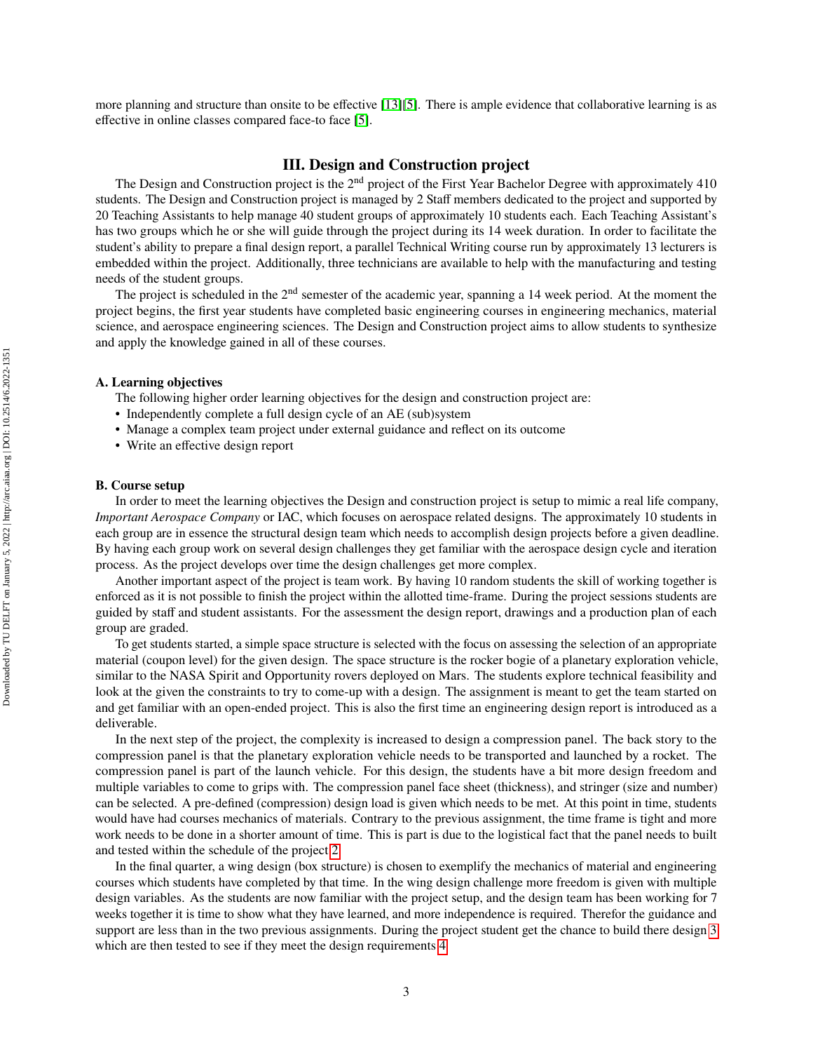more planning and structure than onsite to be effective [13][5]. There is ample evidence that collaborative learning is as effective in online classes compared face-to face [5].

## III. Design and Construction project

The Design and Construction project is the 2nd project of the First Year Bachelor Degree with approximately 410 students. The Design and Construction project is managed by 2 Staff members dedicated to the project and supported by 20 Teaching Assistants to help manage 40 student groups of approximately 10 students each. Each Teaching Assistant's has two groups which he or she will guide through the project during its 14 week duration. In order to facilitate the student's ability to prepare a final design report, a parallel Technical Writing course run by approximately 13 lecturers is embedded within the project. Additionally, three technicians are available to help with the manufacturing and testing needs of the student groups.

The project is scheduled in the 2nd semester of the academic year, spanning a 14 week period. At the moment the project begins, the first year students have completed basic engineering courses in engineering mechanics, material science, and aerospace engineering sciences. The Design and Construction project aims to allow students to synthesize and apply the knowledge gained in all of these courses.

### A. Learning objectives

The following higher order learning objectives for the design and construction project are:

- Independently complete a full design cycle of an AE (sub)system
- Manage a complex team project under external guidance and reflect on its outcome
- Write an effective design report

### B. Course setup

In order to meet the learning objectives the Design and construction project is setup to mimic a real life company, *Important Aerospace Company* or IAC, which focuses on aerospace related designs. The approximately 10 students in each group are in essence the structural design team which needs to accomplish design projects before a given deadline. By having each group work on several design challenges they get familiar with the aerospace design cycle and iteration process. As the project develops over time the design challenges get more complex.

Another important aspect of the project is team work. By having 10 random students the skill of working together is enforced as it is not possible to finish the project within the allotted time-frame. During the project sessions students are guided by staff and student assistants. For the assessment the design report, drawings and a production plan of each group are graded.

To get students started, a simple space structure is selected with the focus on assessing the selection of an appropriate material (coupon level) for the given design. The space structure is the rocker bogie of a planetary exploration vehicle, similar to the NASA Spirit and Opportunity rovers deployed on Mars. The students explore technical feasibility and look at the given the constraints to try to come-up with a design. The assignment is meant to get the team started on and get familiar with an open-ended project. This is also the first time an engineering design report is introduced as a deliverable.

In the next step of the project, the complexity is increased to design a compression panel. The back story to the compression panel is that the planetary exploration vehicle needs to be transported and launched by a rocket. The compression panel is part of the launch vehicle. For this design, the students have a bit more design freedom and multiple variables to come to grips with. The compression panel face sheet (thickness), and stringer (size and number) can be selected. A pre-defined (compression) design load is given which needs to be met. At this point in time, students would have had courses mechanics of materials. Contrary to the previous assignment, the time frame is tight and more work needs to be done in a shorter amount of time. This is part is due to the logistical fact that the panel needs to built and tested within the schedule of the project 2.

In the final quarter, a wing design (box structure) is chosen to exemplify the mechanics of material and engineering courses which students have completed by that time. In the wing design challenge more freedom is given with multiple design variables. As the students are now familiar with the project setup, and the design team has been working for 7 weeks together it is time to show what they have learned, and more independence is required. Therefor the guidance and support are less than in the two previous assignments. During the project student get the chance to build there design 3 which are then tested to see if they meet the design requirements 4.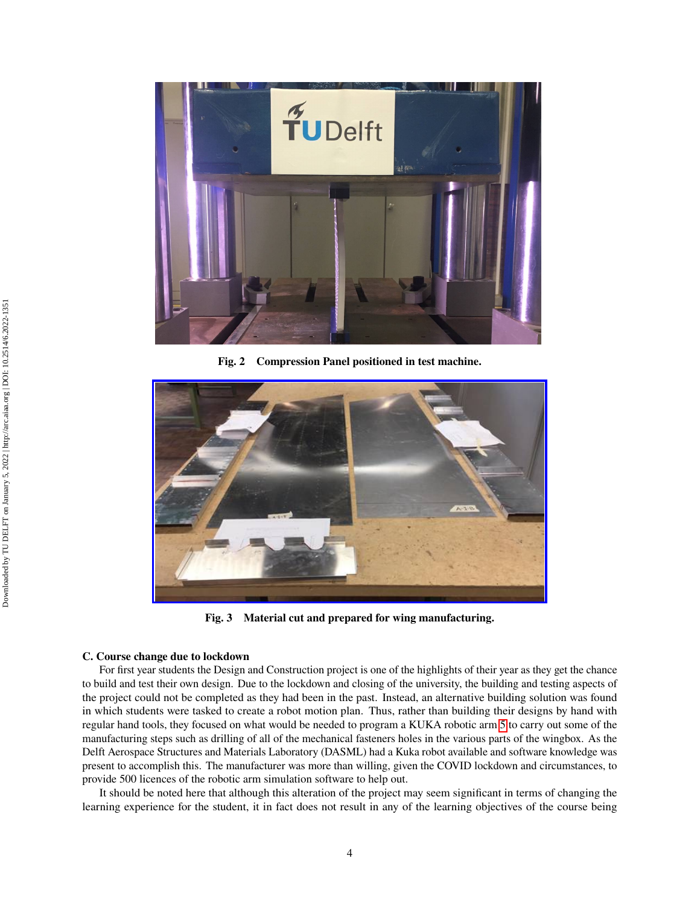Fig. 2 Compression Panel positioned in test machine.

Fig. 3 Material cut and prepared for wing manufacturing.

### C. Course change due to lockdown

For first year students the Design and Construction project is one of the highlights of their year as they get the chance to build and test their own design. Due to the lockdown and closing of the university, the building and testing aspects of the project could not be completed as they had been in the past. Instead, an alternative building solution was found in which students were tasked to create a robot motion plan. Thus, rather than building their designs by hand with regular hand tools, they focused on what would be needed to program a KUKA robotic arm [5] to carry out some of the manufacturing steps such as drilling of all of the mechanical fasteners holes in the various parts of the wingbox. As the Delft Aerospace Structures and Materials Laboratory (DASML) had a Kuka robot available and software knowledge was present to accomplish this. The manufacturer was more than willing, given the COVID lockdown and circumstances, to provide 500 licences of the robotic arm simulation software to help out.

It should be noted here that although this alteration of the project may seem significant in terms of changing the learning experience for the student, it in fact does not result in any of the learning objectives of the course being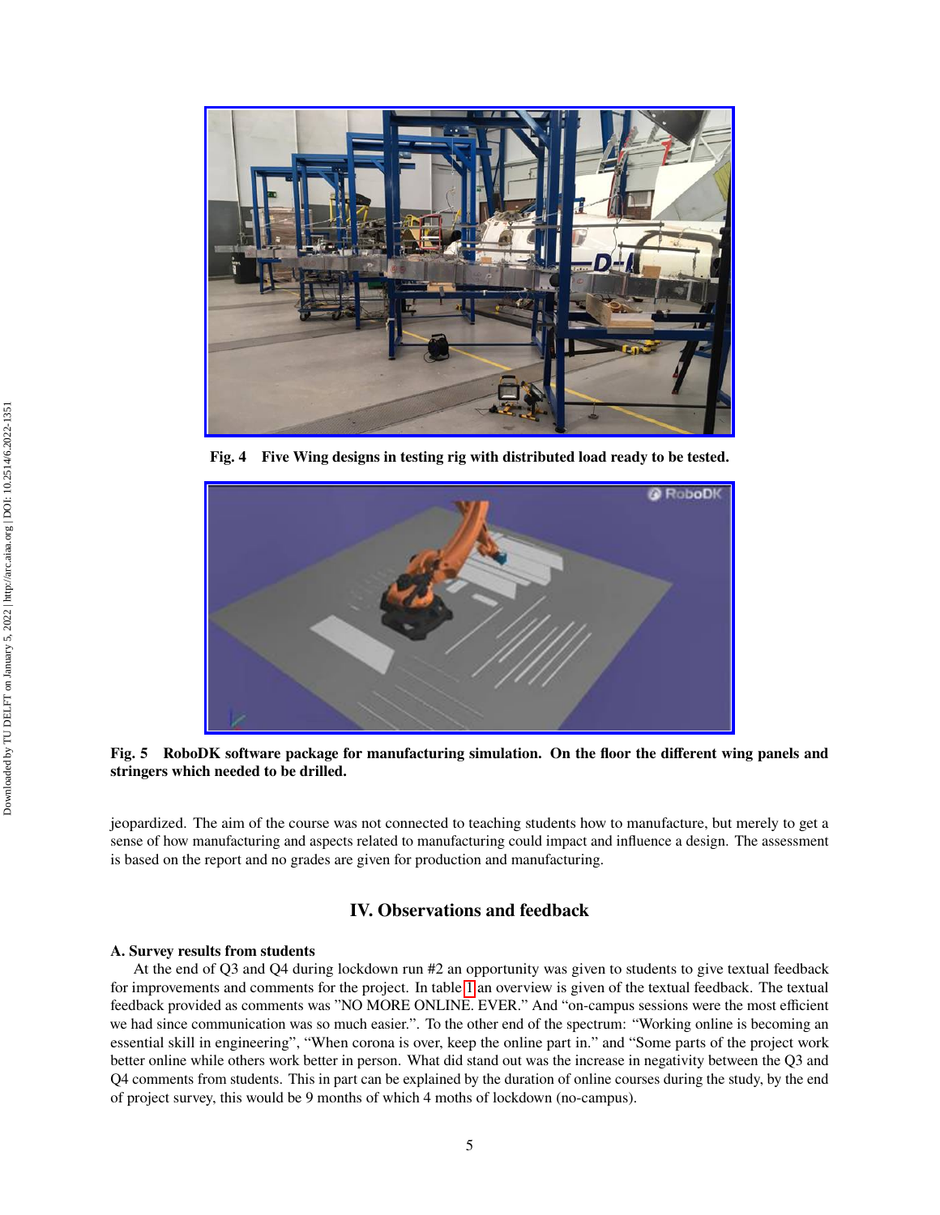Fig. 4 Five Wing designs in testing rig with distributed load ready to be tested.

Fig. 5 RoboDK software package for manufacturing simulation. On the floor the different wing panels and stringers which needed to be drilled.

jeopardized. The aim of the course was not connected to teaching students how to manufacture, but merely to get a sense of how manufacturing and aspects related to manufacturing could impact and influence a design. The assessment is based on the report and no grades are given for production and manufacturing.

## IV. Observations and feedback

### A. Survey results from students

At the end of Q3 and Q4 during lockdown run #2 an opportunity was given to students to give textual feedback for improvements and comments for the project. In table 1 an overview is given of the textual feedback. The textual feedback provided as comments was "NO MORE ONLINE. EVER." And "on-campus sessions were the most efficient we had since communication was so much easier.". To the other end of the spectrum: "Working online is becoming an essential skill in engineering", "When corona is over, keep the online part in." and "Some parts of the project work better online while others work better in person. What did stand out was the increase in negativity between the Q3 and Q4 comments from students. This in part can be explained by the duration of online courses during the study, by the end of project survey, this would be 9 months of which 4 moths of lockdown (no-campus).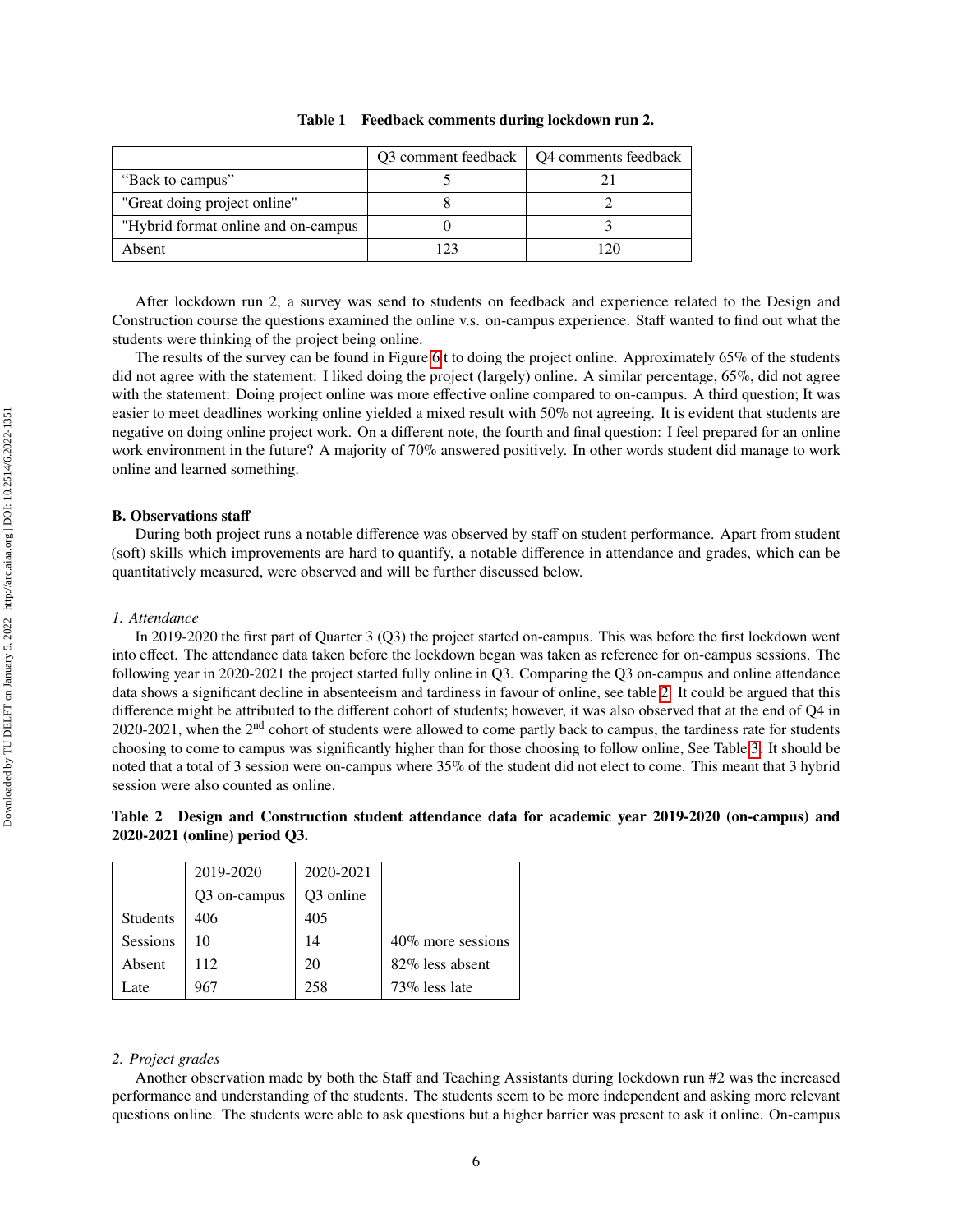**Table 1 Feedback comments during lockdown run 2.**

| | Q3 comment feedback | Q4 comments feedback |
|---|---|---|
| “Back to campus” | 5 | 21 |
| "Great doing project online" | 8 | 2 |
| "Hybrid format online and on-campus | 0 | 3 |
| Absent | 123 | 120 |

After lockdown run 2, a survey was send to students on feedback and experience related to the Design and Construction course the questions examined the online v.s. on-campus experience. Staff wanted to find out what the students were thinking of the project being online.

The results of the survey can be found in Figure 6 t to doing the project online. Approximately 65% of the students did not agree with the statement: I liked doing the project (largely) online. A similar percentage, 65%, did not agree with the statement: Doing project online was more effective online compared to on-campus. A third question; It was easier to meet deadlines working online yielded a mixed result with 50% not agreeing. It is evident that students are negative on doing online project work. On a different note, the fourth and final question: I feel prepared for an online work environment in the future? A majority of 70% answered positively. In other words student did manage to work online and learned something.

### B. Observations staff

During both project runs a notable difference was observed by staff on student performance. Apart from student (soft) skills which improvements are hard to quantify, a notable difference in attendance and grades, which can be quantitatively measured, were observed and will be further discussed below.

#### *1. Attendance*

In 2019-2020 the first part of Quarter 3 (Q3) the project started on-campus. This was before the first lockdown went into effect. The attendance data taken before the lockdown began was taken as reference for on-campus sessions. The following year in 2020-2021 the project started fully online in Q3. Comparing the Q3 on-campus and online attendance data shows a significant decline in absenteeism and tardiness in favour of online, see table 2. It could be argued that this difference might be attributed to the different cohort of students; however, it was also observed that at the end of Q4 in 2020-2021, when the 2nd cohort of students were allowed to come partly back to campus, the tardiness rate for students choosing to come to campus was significantly higher than for those choosing to follow online, See Table 3. It should be noted that a total of 3 session were on-campus where 35% of the student did not elect to come. This meant that 3 hybrid session were also counted as online.

**Table 2 Design and Construction student attendance data for academic year 2019-2020 (on-campus) and 2020-2021 (online) period Q3.**

| | 2019-2020 | 2020-2021 | |
|---|---|---|---|
| | Q3 on-campus | Q3 online | |
| Students | 406 | 405 | |
| Sessions | 10 | 14 | 40% more sessions |
| Absent | 112 | 20 | 82% less absent |
| Late | 967 | 258 | 73% less late |

#### *2. Project grades*

Another observation made by both the Staff and Teaching Assistants during lockdown run #2 was the increased performance and understanding of the students. The students seem to be more independent and asking more relevant questions online. The students were able to ask questions but a higher barrier was present to ask it online. On-campus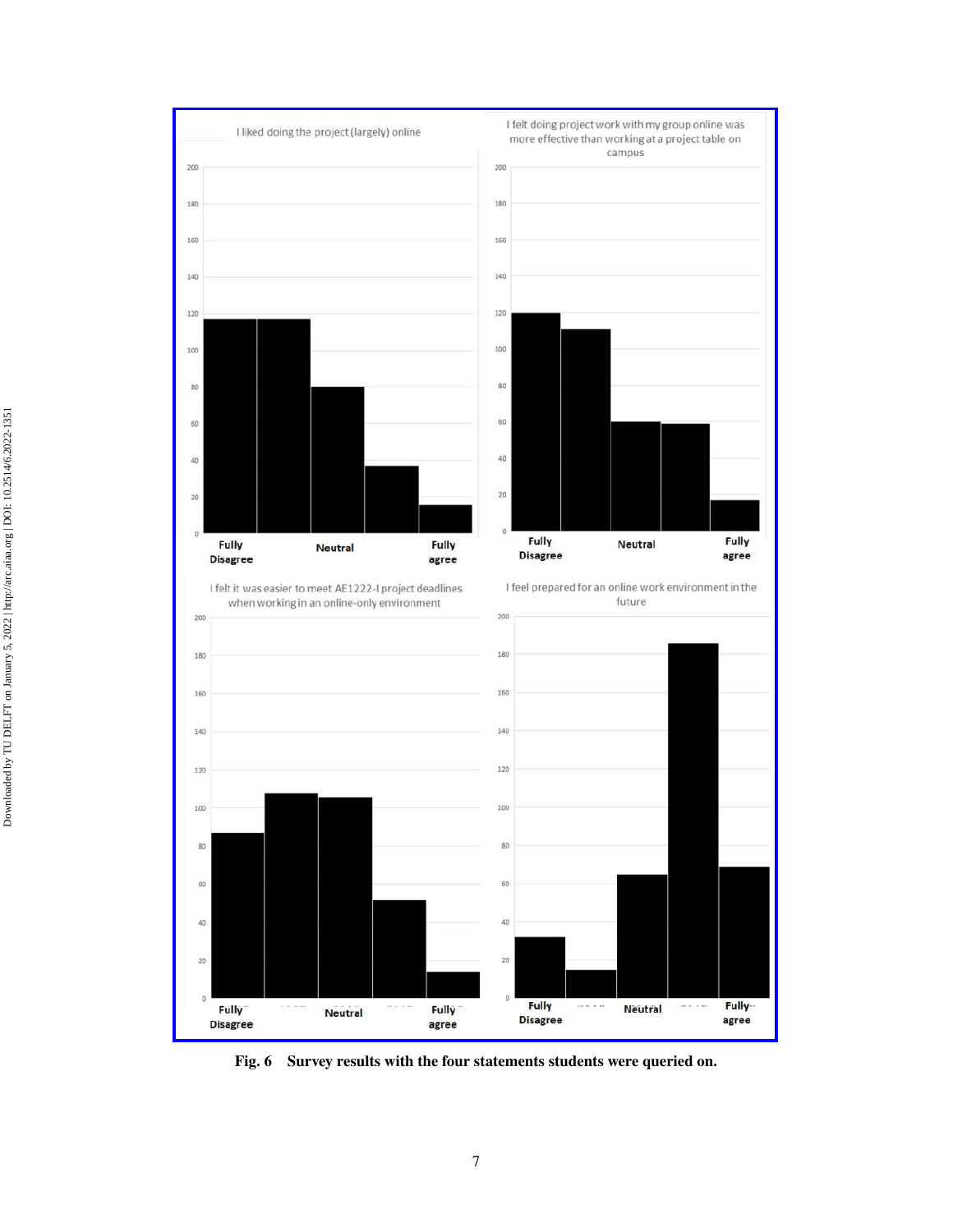I liked doing the project (largely) online

200
180
160
140
120
100
80
60
40
20
0

Fully Disagree
Neutral
Fully agree

I felt doing project work with my group online was more effective than working at a project table on campus

200
180
160
140
120
100
80
60
40
20
0

Fully Disagree
Neutral
Fully agree

I felt it was easier to meet AE1222-I project deadlines when working in an online-only environment

200
180
160
140
120
100
80
60
40
20
0

Fully Disagree
Neutral
Fully agree

I feel prepared for an online work environment in the future

200
180
160
140
120
100
80
60
40
20
0

Fully Disagree
Neutral
Fully agree

**Fig. 6 Survey results with the four statements students were queried on.**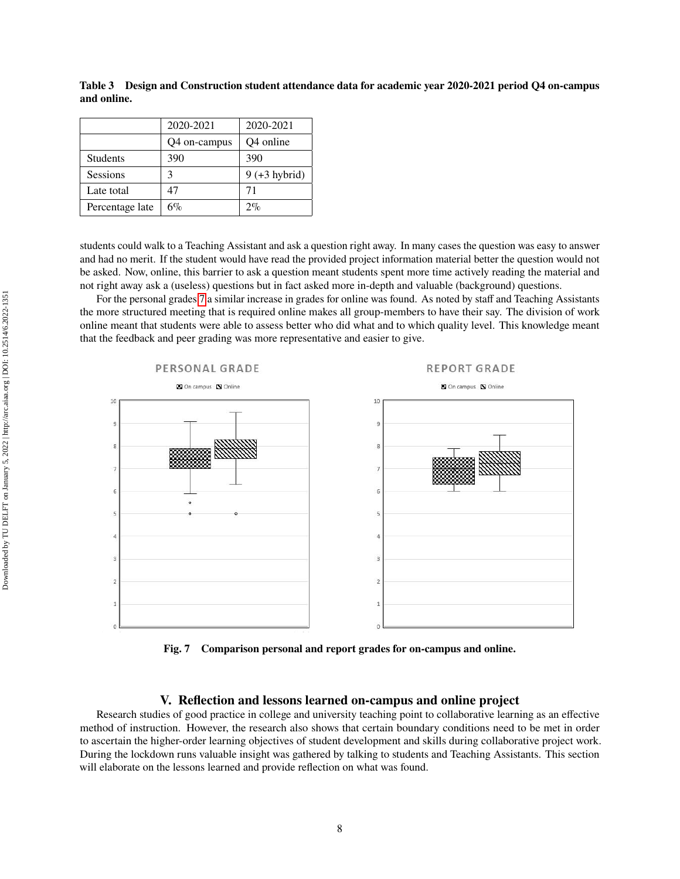**Table 3 Design and Construction student attendance data for academic year 2020-2021 period Q4 on-campus and online.**

| | 2020-2021 | 2020-2021 |
|---|---|---|
| | Q4 on-campus | Q4 online |
| Students | 390 | 390 |
| Sessions | 3 | 9 (+3 hybrid) |
| Late total | 47 | 71 |
| Percentage late | 6% | 2% |

students could walk to a Teaching Assistant and ask a question right away. In many cases the question was easy to answer and had no merit. If the student would have read the provided project information material better the question would not be asked. Now, online, this barrier to ask a question meant students spent more time actively reading the material and not right away ask a (useless) questions but in fact asked more in-depth and valuable (background) questions.

For the personal grades 7 a similar increase in grades for online was found. As noted by staff and Teaching Assistants the more structured meeting that is required online makes all group-members to have their say. The division of work online meant that students were able to assess better who did what and to which quality level. This knowledge meant that the feedback and peer grading was more representative and easier to give.

PERSONAL GRADE

On campus Online

10
9
8
7
6
5
4
3
2
1
0

REPORT GRADE

On campus Online

10
9
8
7
6
5
4
3
2
1
0

**Fig. 7 Comparison personal and report grades for on-campus and online.**

## V. Reflection and lessons learned on-campus and online project

Research studies of good practice in college and university teaching point to collaborative learning as an effective method of instruction. However, the research also shows that certain boundary conditions need to be met in order to ascertain the higher-order learning objectives of student development and skills during collaborative project work. During the lockdown runs valuable insight was gathered by talking to students and Teaching Assistants. This section will elaborate on the lessons learned and provide reflection on what was found.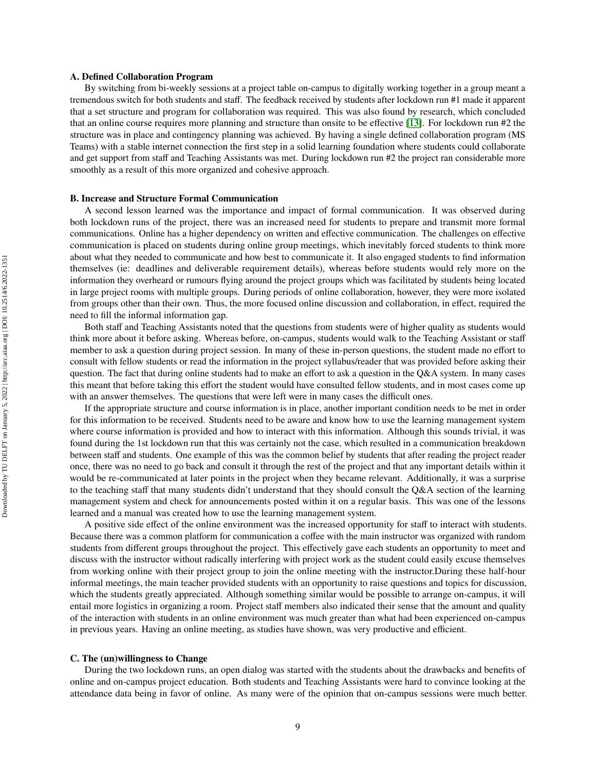### A. Defined Collaboration Program

By switching from bi-weekly sessions at a project table on-campus to digitally working together in a group meant a tremendous switch for both students and staff. The feedback received by students after lockdown run #1 made it apparent that a set structure and program for collaboration was required. This was also found by research, which concluded that an online course requires more planning and structure than onsite to be effective [13]. For lockdown run #2 the structure was in place and contingency planning was achieved. By having a single defined collaboration program (MS Teams) with a stable internet connection the first step in a solid learning foundation where students could collaborate and get support from staff and Teaching Assistants was met. During lockdown run #2 the project ran considerable more smoothly as a result of this more organized and cohesive approach.

### B. Increase and Structure Formal Communication

A second lesson learned was the importance and impact of formal communication. It was observed during both lockdown runs of the project, there was an increased need for students to prepare and transmit more formal communications. Online has a higher dependency on written and effective communication. The challenges on effective communication is placed on students during online group meetings, which inevitably forced students to think more about what they needed to communicate and how best to communicate it. It also engaged students to find information themselves (ie: deadlines and deliverable requirement details), whereas before students would rely more on the information they overheard or rumours flying around the project groups which was facilitated by students being located in large project rooms with multiple groups. During periods of online collaboration, however, they were more isolated from groups other than their own. Thus, the more focused online discussion and collaboration, in effect, required the need to fill the informal information gap.

Both staff and Teaching Assistants noted that the questions from students were of higher quality as students would think more about it before asking. Whereas before, on-campus, students would walk to the Teaching Assistant or staff member to ask a question during project session. In many of these in-person questions, the student made no effort to consult with fellow students or read the information in the project syllabus/reader that was provided before asking their question. The fact that during online students had to make an effort to ask a question in the Q&A system. In many cases this meant that before taking this effort the student would have consulted fellow students, and in most cases come up with an answer themselves. The questions that were left were in many cases the difficult ones.

If the appropriate structure and course information is in place, another important condition needs to be met in order for this information to be received. Students need to be aware and know how to use the learning management system where course information is provided and how to interact with this information. Although this sounds trivial, it was found during the 1st lockdown run that this was certainly not the case, which resulted in a communication breakdown between staff and students. One example of this was the common belief by students that after reading the project reader once, there was no need to go back and consult it through the rest of the project and that any important details within it would be re-communicated at later points in the project when they became relevant. Additionally, it was a surprise to the teaching staff that many students didn't understand that they should consult the Q&A section of the learning management system and check for announcements posted within it on a regular basis. This was one of the lessons learned and a manual was created how to use the learning management system.

A positive side effect of the online environment was the increased opportunity for staff to interact with students. Because there was a common platform for communication a coffee with the main instructor was organized with random students from different groups throughout the project. This effectively gave each students an opportunity to meet and discuss with the instructor without radically interfering with project work as the student could easily excuse themselves from working online with their project group to join the online meeting with the instructor.During these half-hour informal meetings, the main teacher provided students with an opportunity to raise questions and topics for discussion, which the students greatly appreciated. Although something similar would be possible to arrange on-campus, it will entail more logistics in organizing a room. Project staff members also indicated their sense that the amount and quality of the interaction with students in an online environment was much greater than what had been experienced on-campus in previous years. Having an online meeting, as studies have shown, was very productive and efficient.

### C. The (un)willingness to Change

During the two lockdown runs, an open dialog was started with the students about the drawbacks and benefits of online and on-campus project education. Both students and Teaching Assistants were hard to convince looking at the attendance data being in favor of online. As many were of the opinion that on-campus sessions were much better.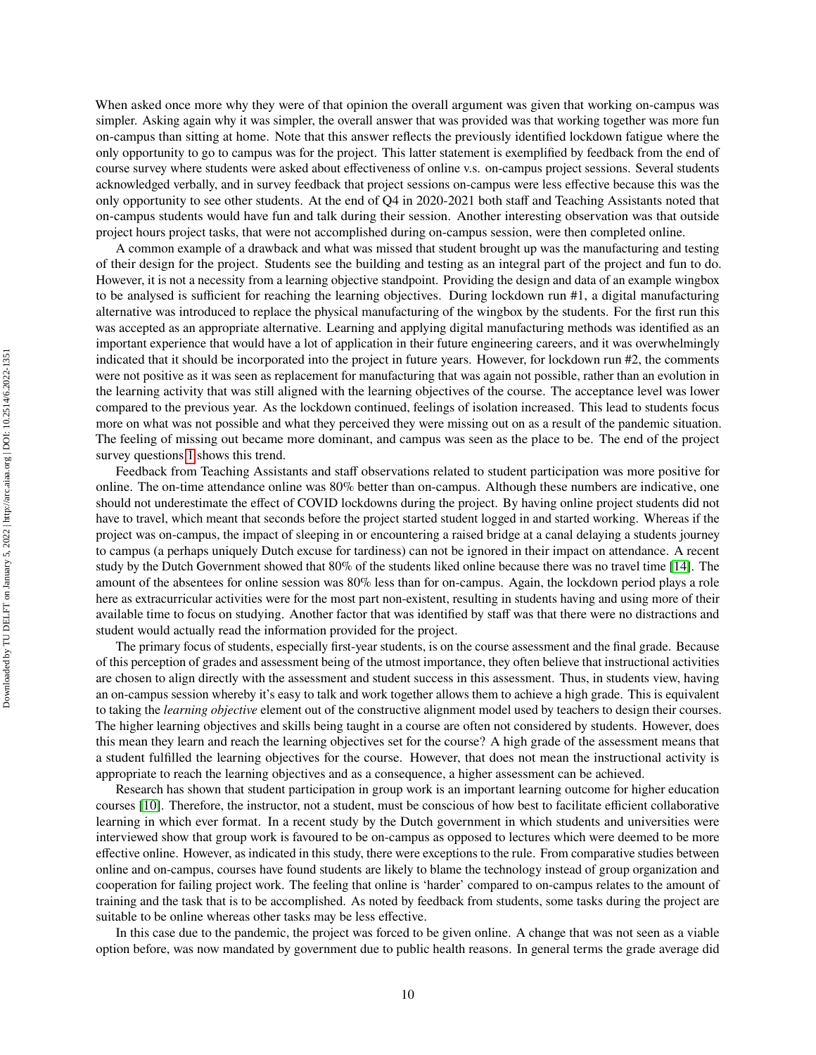When asked once more why they were of that opinion the overall argument was given that working on-campus was simpler. Asking again why it was simpler, the overall answer that was provided was that working together was more fun on-campus than sitting at home. Note that this answer reflects the previously identified lockdown fatigue where the only opportunity to go to campus was for the project. This latter statement is exemplified by feedback from the end of course survey where students were asked about effectiveness of online v.s. on-campus project sessions. Several students acknowledged verbally, and in survey feedback that project sessions on-campus were less effective because this was the only opportunity to see other students. At the end of Q4 in 2020-2021 both staff and Teaching Assistants noted that on-campus students would have fun and talk during their session. Another interesting observation was that outside project hours project tasks, that were not accomplished during on-campus session, were then completed online.

A common example of a drawback and what was missed that student brought up was the manufacturing and testing of their design for the project. Students see the building and testing as an integral part of the project and fun to do. However, it is not a necessity from a learning objective standpoint. Providing the design and data of an example wingbox to be analysed is sufficient for reaching the learning objectives. During lockdown run #1, a digital manufacturing alternative was introduced to replace the physical manufacturing of the wingbox by the students. For the first run this was accepted as an appropriate alternative. Learning and applying digital manufacturing methods was identified as an important experience that would have a lot of application in their future engineering careers, and it was overwhelmingly indicated that it should be incorporated into the project in future years. However, for lockdown run #2, the comments were not positive as it was seen as replacement for manufacturing that was again not possible, rather than an evolution in the learning activity that was still aligned with the learning objectives of the course. The acceptance level was lower compared to the previous year. As the lockdown continued, feelings of isolation increased. This lead to students focus more on what was not possible and what they perceived they were missing out on as a result of the pandemic situation. The feeling of missing out became more dominant, and campus was seen as the place to be. The end of the project survey questions 1 shows this trend.

Feedback from Teaching Assistants and staff observations related to student participation was more positive for online. The on-time attendance online was 80% better than on-campus. Although these numbers are indicative, one should not underestimate the effect of COVID lockdowns during the project. By having online project students did not have to travel, which meant that seconds before the project started student logged in and started working. Whereas if the project was on-campus, the impact of sleeping in or encountering a raised bridge at a canal delaying a students journey to campus (a perhaps uniquely Dutch excuse for tardiness) can not be ignored in their impact on attendance. A recent study by the Dutch Government showed that 80% of the students liked online because there was no travel time [14]. The amount of the absentees for online session was 80% less than for on-campus. Again, the lockdown period plays a role here as extracurricular activities were for the most part non-existent, resulting in students having and using more of their available time to focus on studying. Another factor that was identified by staff was that there were no distractions and student would actually read the information provided for the project.

The primary focus of students, especially first-year students, is on the course assessment and the final grade. Because of this perception of grades and assessment being of the utmost importance, they often believe that instructional activities are chosen to align directly with the assessment and student success in this assessment. Thus, in students view, having an on-campus session whereby it's easy to talk and work together allows them to achieve a high grade. This is equivalent to taking the *learning objective* element out of the constructive alignment model used by teachers to design their courses. The higher learning objectives and skills being taught in a course are often not considered by students. However, does this mean they learn and reach the learning objectives set for the course? A high grade of the assessment means that a student fulfilled the learning objectives for the course. However, that does not mean the instructional activity is appropriate to reach the learning objectives and as a consequence, a higher assessment can be achieved.

Research has shown that student participation in group work is an important learning outcome for higher education courses [10]. Therefore, the instructor, not a student, must be conscious of how best to facilitate efficient collaborative learning in which ever format. In a recent study by the Dutch government in which students and universities were interviewed show that group work is favoured to be on-campus as opposed to lectures which were deemed to be more effective online. However, as indicated in this study, there were exceptions to the rule. From comparative studies between online and on-campus, courses have found students are likely to blame the technology instead of group organization and cooperation for failing project work. The feeling that online is 'harder' compared to on-campus relates to the amount of training and the task that is to be accomplished. As noted by feedback from students, some tasks during the project are suitable to be online whereas other tasks may be less effective.

In this case due to the pandemic, the project was forced to be given online. A change that was not seen as a viable option before, was now mandated by government due to public health reasons. In general terms the grade average did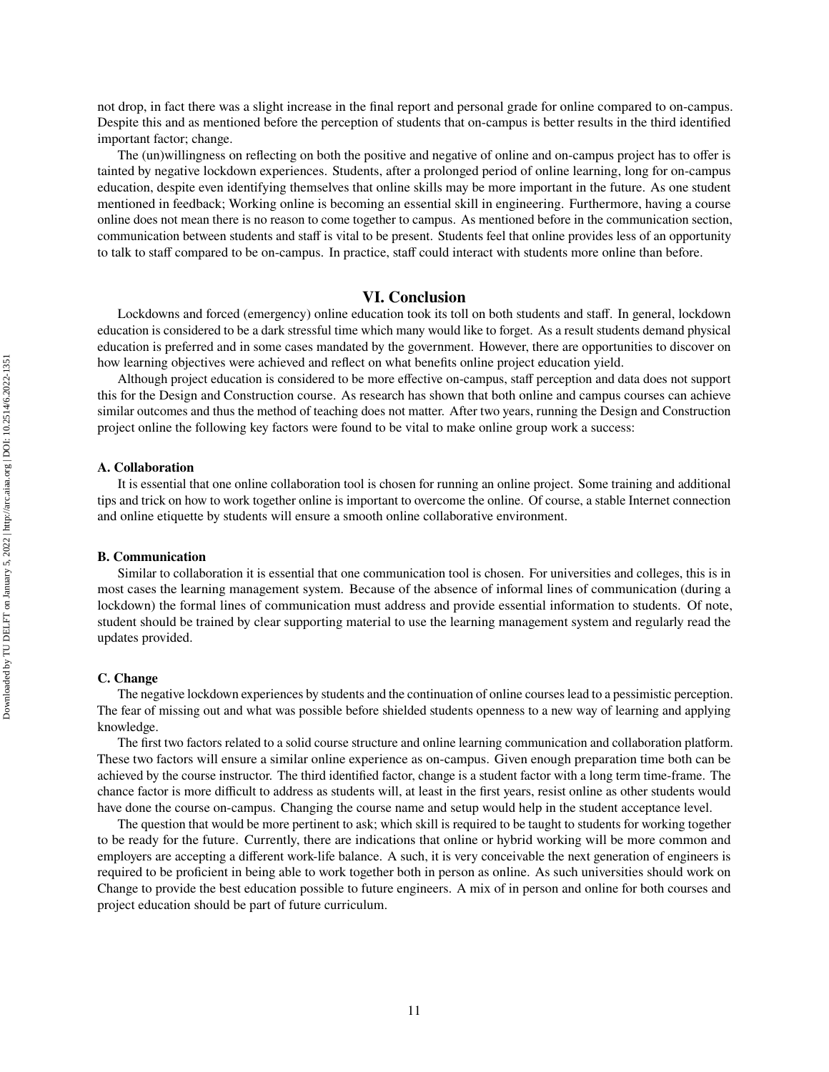not drop, in fact there was a slight increase in the final report and personal grade for online compared to on-campus. Despite this and as mentioned before the perception of students that on-campus is better results in the third identified important factor; change.

The (un)willingness on reflecting on both the positive and negative of online and on-campus project has to offer is tainted by negative lockdown experiences. Students, after a prolonged period of online learning, long for on-campus education, despite even identifying themselves that online skills may be more important in the future. As one student mentioned in feedback; Working online is becoming an essential skill in engineering. Furthermore, having a course online does not mean there is no reason to come together to campus. As mentioned before in the communication section, communication between students and staff is vital to be present. Students feel that online provides less of an opportunity to talk to staff compared to be on-campus. In practice, staff could interact with students more online than before.

## VI. Conclusion

Lockdowns and forced (emergency) online education took its toll on both students and staff. In general, lockdown education is considered to be a dark stressful time which many would like to forget. As a result students demand physical education is preferred and in some cases mandated by the government. However, there are opportunities to discover on how learning objectives were achieved and reflect on what benefits online project education yield.

Although project education is considered to be more effective on-campus, staff perception and data does not support this for the Design and Construction course. As research has shown that both online and campus courses can achieve similar outcomes and thus the method of teaching does not matter. After two years, running the Design and Construction project online the following key factors were found to be vital to make online group work a success:

### A. Collaboration

It is essential that one online collaboration tool is chosen for running an online project. Some training and additional tips and trick on how to work together online is important to overcome the online. Of course, a stable Internet connection and online etiquette by students will ensure a smooth online collaborative environment.

### B. Communication

Similar to collaboration it is essential that one communication tool is chosen. For universities and colleges, this is in most cases the learning management system. Because of the absence of informal lines of communication (during a lockdown) the formal lines of communication must address and provide essential information to students. Of note, student should be trained by clear supporting material to use the learning management system and regularly read the updates provided.

### C. Change

The negative lockdown experiences by students and the continuation of online courses lead to a pessimistic perception. The fear of missing out and what was possible before shielded students openness to a new way of learning and applying knowledge.

The first two factors related to a solid course structure and online learning communication and collaboration platform. These two factors will ensure a similar online experience as on-campus. Given enough preparation time both can be achieved by the course instructor. The third identified factor, change is a student factor with a long term time-frame. The chance factor is more difficult to address as students will, at least in the first years, resist online as other students would have done the course on-campus. Changing the course name and setup would help in the student acceptance level.

The question that would be more pertinent to ask; which skill is required to be taught to students for working together to be ready for the future. Currently, there are indications that online or hybrid working will be more common and employers are accepting a different work-life balance. A such, it is very conceivable the next generation of engineers is required to be proficient in being able to work together both in person as online. As such universities should work on Change to provide the best education possible to future engineers. A mix of in person and online for both courses and project education should be part of future curriculum.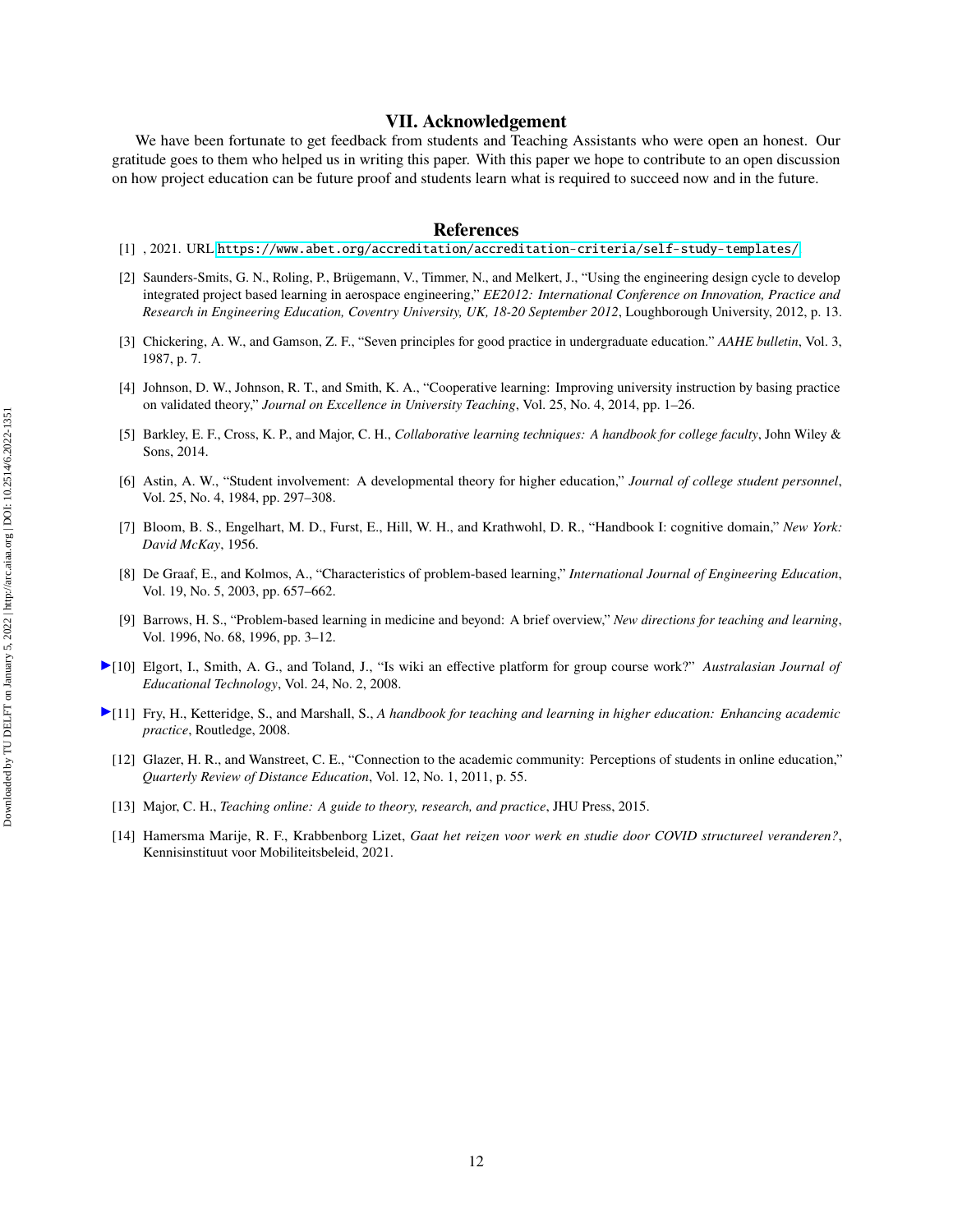## VII. Acknowledgement

We have been fortunate to get feedback from students and Teaching Assistants who were open an honest. Our gratitude goes to them who helped us in writing this paper. With this paper we hope to contribute to an open discussion on how project education can be future proof and students learn what is required to succeed now and in the future.

## References

[1] , 2021. URL https://www.abet.org/accreditation/accreditation-criteria/self-study-templates/

[2] Saunders-Smits, G. N., Roling, P., Brügemann, V., Timmer, N., and Melkert, J., "Using the engineering design cycle to develop integrated project based learning in aerospace engineering," *EE2012: International Conference on Innovation, Practice and Research in Engineering Education, Coventry University, UK, 18-20 September 2012*, Loughborough University, 2012, p. 13.

[3] Chickering, A. W., and Gamson, Z. F., "Seven principles for good practice in undergraduate education." *AAHE bulletin*, Vol. 3, 1987, p. 7.

[4] Johnson, D. W., Johnson, R. T., and Smith, K. A., "Cooperative learning: Improving university instruction by basing practice on validated theory," *Journal on Excellence in University Teaching*, Vol. 25, No. 4, 2014, pp. 1–26.

[5] Barkley, E. F., Cross, K. P., and Major, C. H., *Collaborative learning techniques: A handbook for college faculty*, John Wiley & Sons, 2014.

[6] Astin, A. W., "Student involvement: A developmental theory for higher education," *Journal of college student personnel*, Vol. 25, No. 4, 1984, pp. 297–308.

[7] Bloom, B. S., Engelhart, M. D., Furst, E., Hill, W. H., and Krathwohl, D. R., "Handbook I: cognitive domain," *New York: David McKay*, 1956.

[8] De Graaf, E., and Kolmos, A., "Characteristics of problem-based learning," *International Journal of Engineering Education*, Vol. 19, No. 5, 2003, pp. 657–662.

[9] Barrows, H. S., "Problem-based learning in medicine and beyond: A brief overview," *New directions for teaching and learning*, Vol. 1996, No. 68, 1996, pp. 3–12.

[10] Elgort, I., Smith, A. G., and Toland, J., "Is wiki an effective platform for group course work?" *Australasian Journal of Educational Technology*, Vol. 24, No. 2, 2008.

[11] Fry, H., Ketteridge, S., and Marshall, S., *A handbook for teaching and learning in higher education: Enhancing academic practice*, Routledge, 2008.

[12] Glazer, H. R., and Wanstreet, C. E., "Connection to the academic community: Perceptions of students in online education," *Quarterly Review of Distance Education*, Vol. 12, No. 1, 2011, p. 55.

[13] Major, C. H., *Teaching online: A guide to theory, research, and practice*, JHU Press, 2015.

[14] Hamersma Marije, R. F., Krabbenborg Lizet, *Gaat het reizen voor werk en studie door COVID structureel veranderen?*, Kennisinstituut voor Mobiliteitsbeleid, 2021.